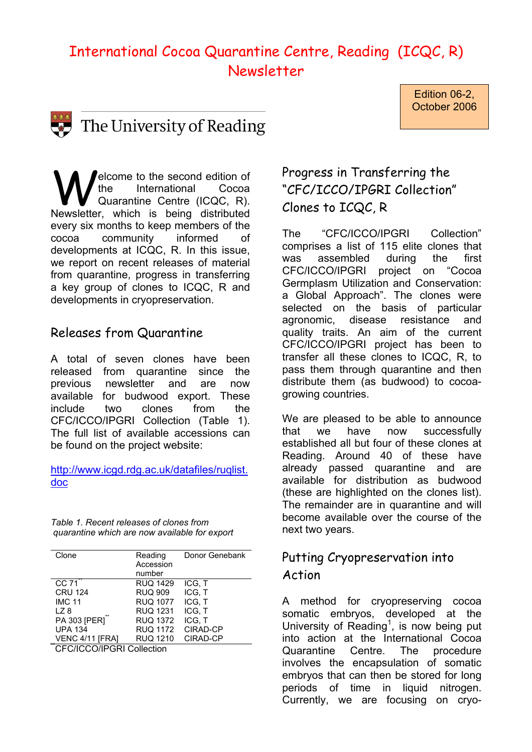# International Cocoa Quarantine Centre, Reading (ICQC, R) Newsletter

Edition 06-2, October 2006

The University of Reading

Welcome to the second edition of the International Cocoa Quarantine Centre (ICQC, R). Newsletter, which is being distributed every six months to keep members of the cocoa community informed of developments at ICQC, R. In this issue, we report on recent releases of material from quarantine, progress in transferring a key group of clones to ICQC, R and developments in cryopreservation.

## Releases from Quarantine

A total of seven clones have been released from quarantine since the previous newsletter and are now available for budwood export. These include two clones from the CFC/ICCO/IPGRI Collection (Table 1). The full list of available accessions can be found on the project website:

http://www.icgd.rdg.ac.uk/datafiles/ruqlist.doc

*Table 1. Recent releases of clones from quarantine which are now available for export*

| Clone | Reading Accession number | Donor Genebank |
|---|---|---|
| CC 71** | RUQ 1429 | ICG, T |
| CRU 124 | RUQ 909 | ICG, T |
| IMC 11 | RUQ 1077 | ICG, T |
| LZ 8 | RUQ 1231 | ICG, T |
| PA 303 [PER]** | RUQ 1372 | ICG, T |
| UPA 134 | RUQ 1172 | CIRAD-CP |
| VENC 4/11 [FRA] | RUQ 1210 | CIRAD-CP |

**CFC/ICCO/IPGRI Collection

## Progress in Transferring the "CFC/ICCO/IPGRI Collection" Clones to ICQC, R

The "CFC/ICCO/IPGRI Collection" comprises a list of 115 elite clones that was assembled during the first CFC/ICCO/IPGRI project on "Cocoa Germplasm Utilization and Conservation: a Global Approach". The clones were selected on the basis of particular agronomic, disease resistance and quality traits. An aim of the current CFC/ICCO/IPGRI project has been to transfer all these clones to ICQC, R, to pass them through quarantine and then distribute them (as budwood) to cocoa-growing countries.

We are pleased to be able to announce that we have now successfully established all but four of these clones at Reading. Around 40 of these have already passed quarantine and are available for distribution as budwood (these are highlighted on the clones list). The remainder are in quarantine and will become available over the course of the next two years.

## Putting Cryopreservation into Action

A method for cryopreserving cocoa somatic embryos, developed at the University of Reading[1], is now being put into action at the International Cocoa Quarantine Centre. The procedure involves the encapsulation of somatic embryos that can then be stored for long periods of time in liquid nitrogen. Currently, we are focusing on cryo-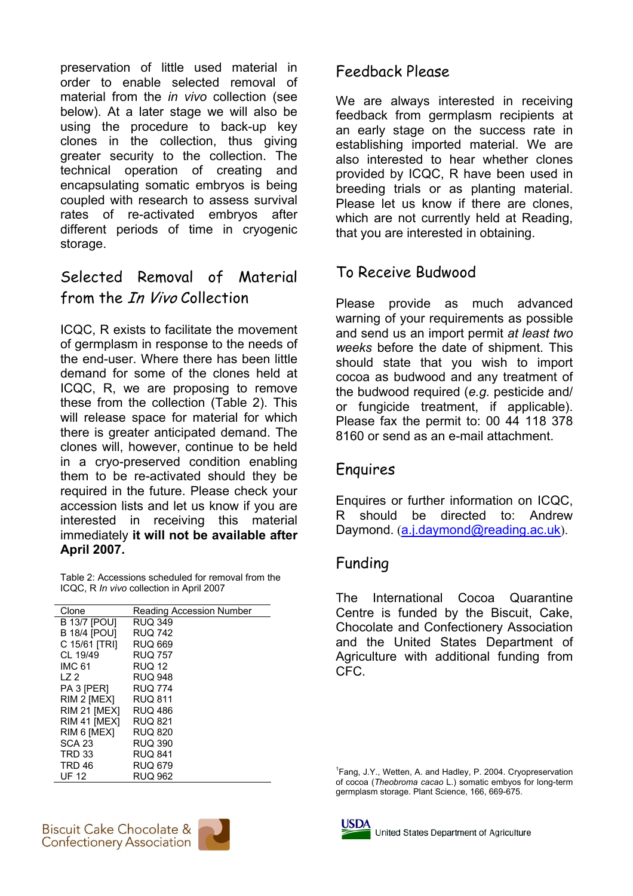preservation of little used material in order to enable selected removal of material from the *in vivo* collection (see below). At a later stage we will also be using the procedure to back-up key clones in the collection, thus giving greater security to the collection. The technical operation of creating and encapsulating somatic embryos is being coupled with research to assess survival rates of re-activated embryos after different periods of time in cryogenic storage.

## Selected Removal of Material from the *In Vivo* Collection

ICQC, R exists to facilitate the movement of germplasm in response to the needs of the end-user. Where there has been little demand for some of the clones held at ICQC, R, we are proposing to remove these from the collection (Table 2). This will release space for material for which there is greater anticipated demand. The clones will, however, continue to be held in a cryo-preserved condition enabling them to be re-activated should they be required in the future. Please check your accession lists and let us know if you are interested in receiving this material immediately **it will not be available after April 2007.**

Table 2: Accessions scheduled for removal from the ICQC, R *In vivo* collection in April 2007

| Clone | Reading Accession Number |
|---|---|
| B 13/7 [POU] | RUQ 349 |
| B 18/4 [POU] | RUQ 742 |
| C 15/61 [TRI] | RUQ 669 |
| CL 19/49 | RUQ 757 |
| IMC 61 | RUQ 12 |
| LZ 2 | RUQ 948 |
| PA 3 [PER] | RUQ 774 |
| RIM 2 [MEX] | RUQ 811 |
| RIM 21 [MEX] | RUQ 486 |
| RIM 41 [MEX] | RUQ 821 |
| RIM 6 [MEX] | RUQ 820 |
| SCA 23 | RUQ 390 |
| TRD 33 | RUQ 841 |
| TRD 46 | RUQ 679 |
| UF 12 | RUQ 962 |

## Feedback Please

We are always interested in receiving feedback from germplasm recipients at an early stage on the success rate in establishing imported material. We are also interested to hear whether clones provided by ICQC, R have been used in breeding trials or as planting material. Please let us know if there are clones, which are not currently held at Reading, that you are interested in obtaining.

## To Receive Budwood

Please provide as much advanced warning of your requirements as possible and send us an import permit *at least two weeks* before the date of shipment. This should state that you wish to import cocoa as budwood and any treatment of the budwood required (*e.g.* pesticide and/ or fungicide treatment, if applicable). Please fax the permit to: 00 44 118 378 8160 or send as an e-mail attachment.

## Enquires

Enquires or further information on ICQC, R should be directed to: Andrew Daymond. (a.j.daymond@reading.ac.uk).

## Funding

The International Cocoa Quarantine Centre is funded by the Biscuit, Cake, Chocolate and Confectionery Association and the United States Department of Agriculture with additional funding from CFC.

[1]Fang, J.Y., Wetten, A. and Hadley, P. 2004. Cryopreservation of cocoa (*Theobroma cacao* L.) somatic embyos for long-term germplasm storage. Plant Science, 166, 669-675.

Biscuit Cake Chocolate & Confectionery Association

USDA United States Department of Agriculture